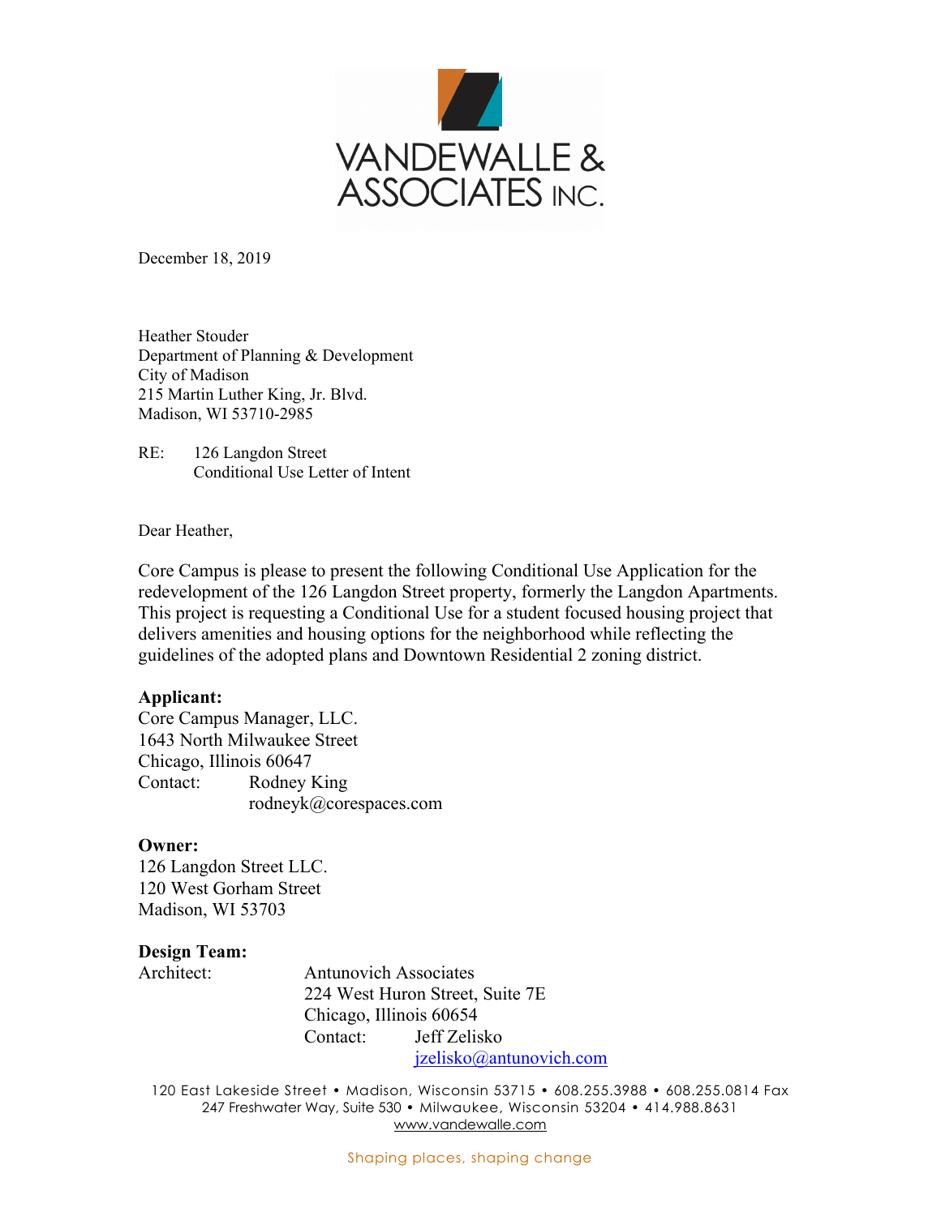VANDEWALLE & ASSOCIATES INC.

December 18, 2019

Heather Stouder
Department of Planning & Development
City of Madison
215 Martin Luther King, Jr. Blvd.
Madison, WI 53710-2985

RE: 126 Langdon Street
Conditional Use Letter of Intent

Dear Heather,

Core Campus is please to present the following Conditional Use Application for the redevelopment of the 126 Langdon Street property, formerly the Langdon Apartments. This project is requesting a Conditional Use for a student focused housing project that delivers amenities and housing options for the neighborhood while reflecting the guidelines of the adopted plans and Downtown Residential 2 zoning district.

**Applicant:**
Core Campus Manager, LLC.
1643 North Milwaukee Street
Chicago, Illinois 60647
Contact: Rodney King
rodneyk@corespaces.com

**Owner:**
126 Langdon Street LLC.
120 West Gorham Street
Madison, WI 53703

**Design Team:**
Architect: Antunovich Associates
224 West Huron Street, Suite 7E
Chicago, Illinois 60654
Contact: Jeff Zelisko
jzelisko@antunovich.com

120 East Lakeside Street • Madison, Wisconsin 53715 • 608.255.3988 • 608.255.0814 Fax
247 Freshwater Way, Suite 530 • Milwaukee, Wisconsin 53204 • 414.988.8631
www.vandewalle.com

Shaping places, shaping change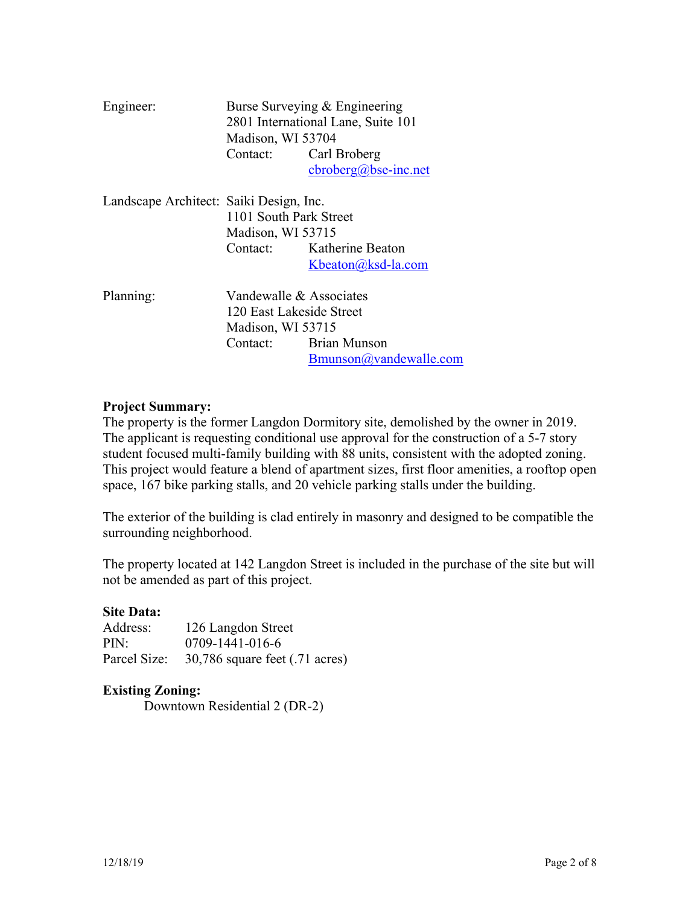Engineer: Burse Surveying & Engineering
2801 International Lane, Suite 101
Madison, WI 53704
Contact: Carl Broberg
cbroberg@bse-inc.net

Landscape Architect: Saiki Design, Inc.
1101 South Park Street
Madison, WI 53715
Contact: Katherine Beaton
Kbeaton@ksd-la.com

Planning: Vandewalle & Associates
120 East Lakeside Street
Madison, WI 53715
Contact: Brian Munson
Bmunson@vandewalle.com

**Project Summary:**
The property is the former Langdon Dormitory site, demolished by the owner in 2019. The applicant is requesting conditional use approval for the construction of a 5-7 story student focused multi-family building with 88 units, consistent with the adopted zoning. This project would feature a blend of apartment sizes, first floor amenities, a rooftop open space, 167 bike parking stalls, and 20 vehicle parking stalls under the building.

The exterior of the building is clad entirely in masonry and designed to be compatible the surrounding neighborhood.

The property located at 142 Langdon Street is included in the purchase of the site but will not be amended as part of this project.

**Site Data:**
Address: 126 Langdon Street
PIN: 0709-1441-016-6
Parcel Size: 30,786 square feet (.71 acres)

**Existing Zoning:**
Downtown Residential 2 (DR-2)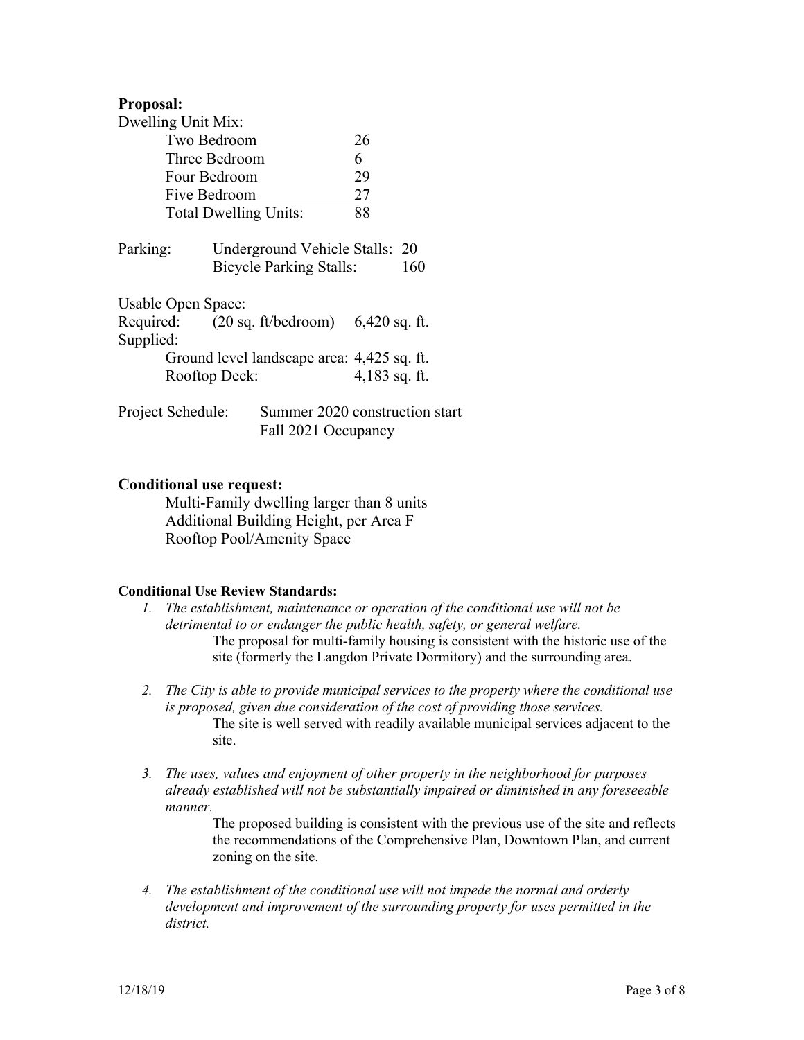**Proposal:**

Dwelling Unit Mix:

| Unit Type | Count |
|---|---|
| Two Bedroom | 26 |
| Three Bedroom | 6 |
| Four Bedroom | 29 |
| Five Bedroom | 27 |
| Total Dwelling Units: | 88 |

Parking:
- Underground Vehicle Stalls: 20
- Bicycle Parking Stalls: 160

Usable Open Space:

Required: (20 sq. ft/bedroom) 6,420 sq. ft.

Supplied:
- Ground level landscape area: 4,425 sq. ft.
- Rooftop Deck: 4,183 sq. ft.

Project Schedule: Summer 2020 construction start
Fall 2021 Occupancy

**Conditional use request:**

Multi-Family dwelling larger than 8 units
Additional Building Height, per Area F
Rooftop Pool/Amenity Space

**Conditional Use Review Standards:**

1. *The establishment, maintenance or operation of the conditional use will not be detrimental to or endanger the public health, safety, or general welfare.*
   The proposal for multi-family housing is consistent with the historic use of the site (formerly the Langdon Private Dormitory) and the surrounding area.

2. *The City is able to provide municipal services to the property where the conditional use is proposed, given due consideration of the cost of providing those services.*
   The site is well served with readily available municipal services adjacent to the site.

3. *The uses, values and enjoyment of other property in the neighborhood for purposes already established will not be substantially impaired or diminished in any foreseeable manner.*
   The proposed building is consistent with the previous use of the site and reflects the recommendations of the Comprehensive Plan, Downtown Plan, and current zoning on the site.

4. *The establishment of the conditional use will not impede the normal and orderly development and improvement of the surrounding property for uses permitted in the district.*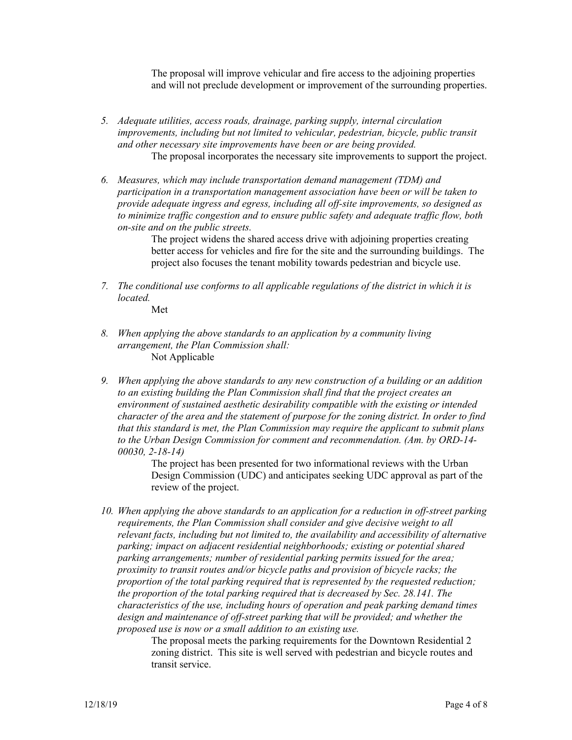The proposal will improve vehicular and fire access to the adjoining properties and will not preclude development or improvement of the surrounding properties.

5. *Adequate utilities, access roads, drainage, parking supply, internal circulation improvements, including but not limited to vehicular, pedestrian, bicycle, public transit and other necessary site improvements have been or are being provided.*
   
   The proposal incorporates the necessary site improvements to support the project.

6. *Measures, which may include transportation demand management (TDM) and participation in a transportation management association have been or will be taken to provide adequate ingress and egress, including all off-site improvements, so designed as to minimize traffic congestion and to ensure public safety and adequate traffic flow, both on-site and on the public streets.*
   
   The project widens the shared access drive with adjoining properties creating better access for vehicles and fire for the site and the surrounding buildings. The project also focuses the tenant mobility towards pedestrian and bicycle use.

7. *The conditional use conforms to all applicable regulations of the district in which it is located.*
   
   Met

8. *When applying the above standards to an application by a community living arrangement, the Plan Commission shall:*
   
   Not Applicable

9. *When applying the above standards to any new construction of a building or an addition to an existing building the Plan Commission shall find that the project creates an environment of sustained aesthetic desirability compatible with the existing or intended character of the area and the statement of purpose for the zoning district. In order to find that this standard is met, the Plan Commission may require the applicant to submit plans to the Urban Design Commission for comment and recommendation. (Am. by ORD-14-00030, 2-18-14)*
   
   The project has been presented for two informational reviews with the Urban Design Commission (UDC) and anticipates seeking UDC approval as part of the review of the project.

10. *When applying the above standards to an application for a reduction in off-street parking requirements, the Plan Commission shall consider and give decisive weight to all relevant facts, including but not limited to, the availability and accessibility of alternative parking; impact on adjacent residential neighborhoods; existing or potential shared parking arrangements; number of residential parking permits issued for the area; proximity to transit routes and/or bicycle paths and provision of bicycle racks; the proportion of the total parking required that is represented by the requested reduction; the proportion of the total parking required that is decreased by Sec. 28.141. The characteristics of the use, including hours of operation and peak parking demand times design and maintenance of off-street parking that will be provided; and whether the proposed use is now or a small addition to an existing use.*
    
    The proposal meets the parking requirements for the Downtown Residential 2 zoning district. This site is well served with pedestrian and bicycle routes and transit service.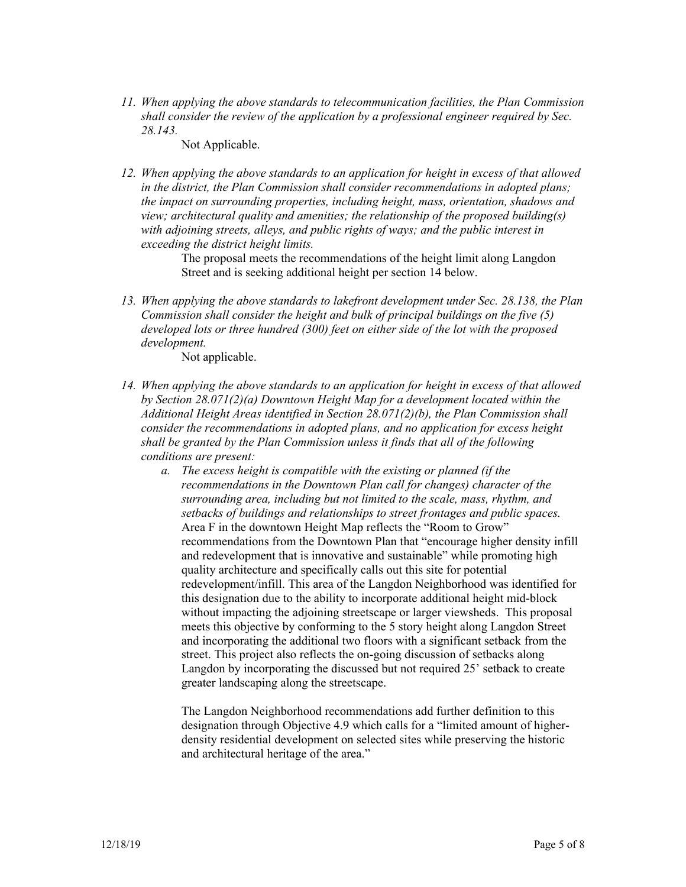11. *When applying the above standards to telecommunication facilities, the Plan Commission shall consider the review of the application by a professional engineer required by Sec. 28.143.*

    Not Applicable.

12. *When applying the above standards to an application for height in excess of that allowed in the district, the Plan Commission shall consider recommendations in adopted plans; the impact on surrounding properties, including height, mass, orientation, shadows and view; architectural quality and amenities; the relationship of the proposed building(s) with adjoining streets, alleys, and public rights of ways; and the public interest in exceeding the district height limits.*

    The proposal meets the recommendations of the height limit along Langdon Street and is seeking additional height per section 14 below.

13. *When applying the above standards to lakefront development under Sec. 28.138, the Plan Commission shall consider the height and bulk of principal buildings on the five (5) developed lots or three hundred (300) feet on either side of the lot with the proposed development.*

    Not applicable.

14. *When applying the above standards to an application for height in excess of that allowed by Section 28.071(2)(a) Downtown Height Map for a development located within the Additional Height Areas identified in Section 28.071(2)(b), the Plan Commission shall consider the recommendations in adopted plans, and no application for excess height shall be granted by the Plan Commission unless it finds that all of the following conditions are present:*

    a. *The excess height is compatible with the existing or planned (if the recommendations in the Downtown Plan call for changes) character of the surrounding area, including but not limited to the scale, mass, rhythm, and setbacks of buildings and relationships to street frontages and public spaces.*
    Area F in the downtown Height Map reflects the "Room to Grow" recommendations from the Downtown Plan that "encourage higher density infill and redevelopment that is innovative and sustainable" while promoting high quality architecture and specifically calls out this site for potential redevelopment/infill. This area of the Langdon Neighborhood was identified for this designation due to the ability to incorporate additional height mid-block without impacting the adjoining streetscape or larger viewsheds. This proposal meets this objective by conforming to the 5 story height along Langdon Street and incorporating the additional two floors with a significant setback from the street. This project also reflects the on-going discussion of setbacks along Langdon by incorporating the discussed but not required 25' setback to create greater landscaping along the streetscape.

       The Langdon Neighborhood recommendations add further definition to this designation through Objective 4.9 which calls for a "limited amount of higher-density residential development on selected sites while preserving the historic and architectural heritage of the area."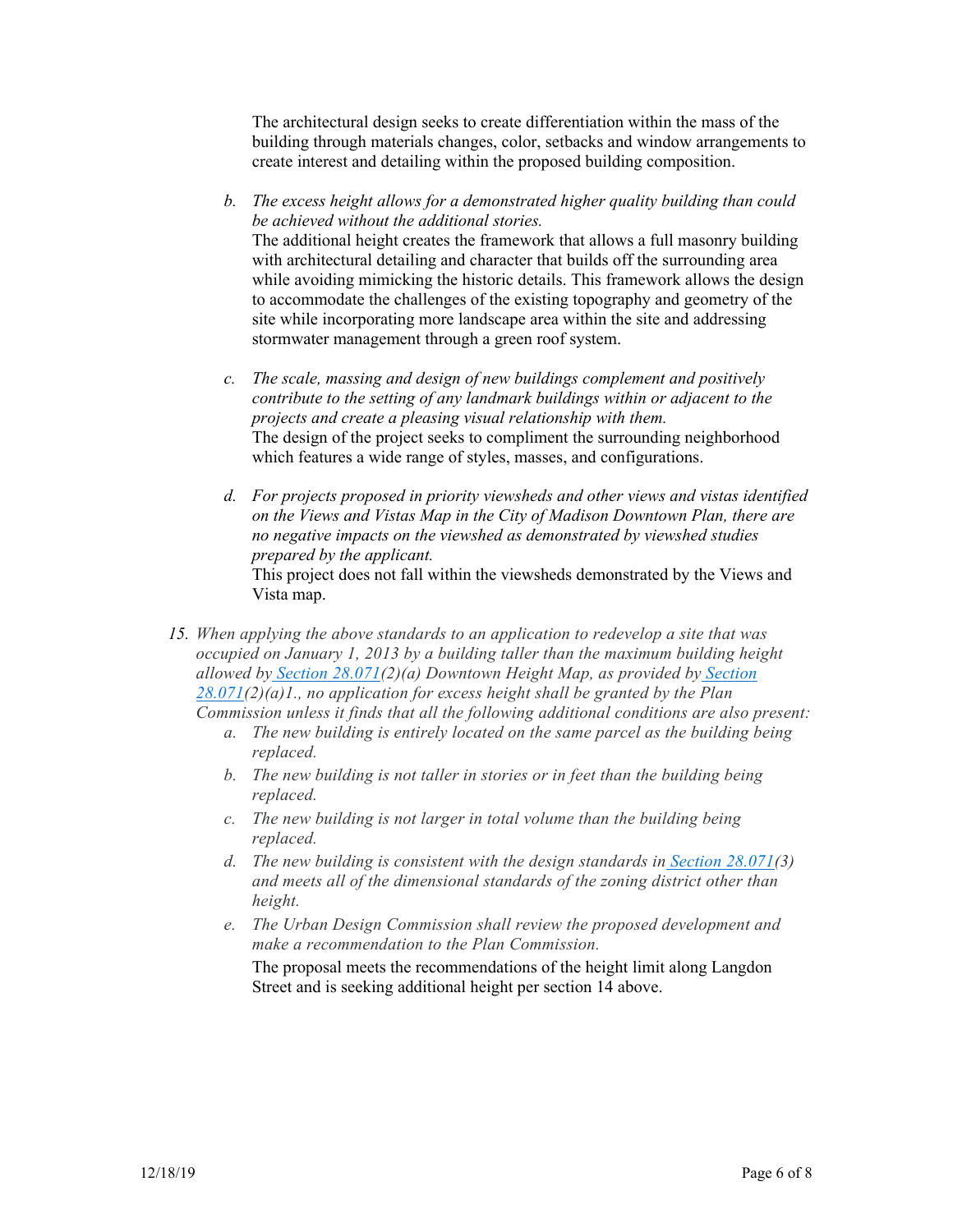The architectural design seeks to create differentiation within the mass of the building through materials changes, color, setbacks and window arrangements to create interest and detailing within the proposed building composition.

b. *The excess height allows for a demonstrated higher quality building than could be achieved without the additional stories.*
   The additional height creates the framework that allows a full masonry building with architectural detailing and character that builds off the surrounding area while avoiding mimicking the historic details. This framework allows the design to accommodate the challenges of the existing topography and geometry of the site while incorporating more landscape area within the site and addressing stormwater management through a green roof system.

c. *The scale, massing and design of new buildings complement and positively contribute to the setting of any landmark buildings within or adjacent to the projects and create a pleasing visual relationship with them.*
   The design of the project seeks to compliment the surrounding neighborhood which features a wide range of styles, masses, and configurations.

d. *For projects proposed in priority viewsheds and other views and vistas identified on the Views and Vistas Map in the City of Madison Downtown Plan, there are no negative impacts on the viewshed as demonstrated by viewshed studies prepared by the applicant.*
   This project does not fall within the viewsheds demonstrated by the Views and Vista map.

15. *When applying the above standards to an application to redevelop a site that was occupied on January 1, 2013 by a building taller than the maximum building height allowed by Section 28.071(2)(a) Downtown Height Map, as provided by Section 28.071(2)(a)1., no application for excess height shall be granted by the Plan Commission unless it finds that all the following additional conditions are also present:*
    a. *The new building is entirely located on the same parcel as the building being replaced.*
    b. *The new building is not taller in stories or in feet than the building being replaced.*
    c. *The new building is not larger in total volume than the building being replaced.*
    d. *The new building is consistent with the design standards in Section 28.071(3) and meets all of the dimensional standards of the zoning district other than height.*
    e. *The Urban Design Commission shall review the proposed development and make a recommendation to the Plan Commission.*

    The proposal meets the recommendations of the height limit along Langdon Street and is seeking additional height per section 14 above.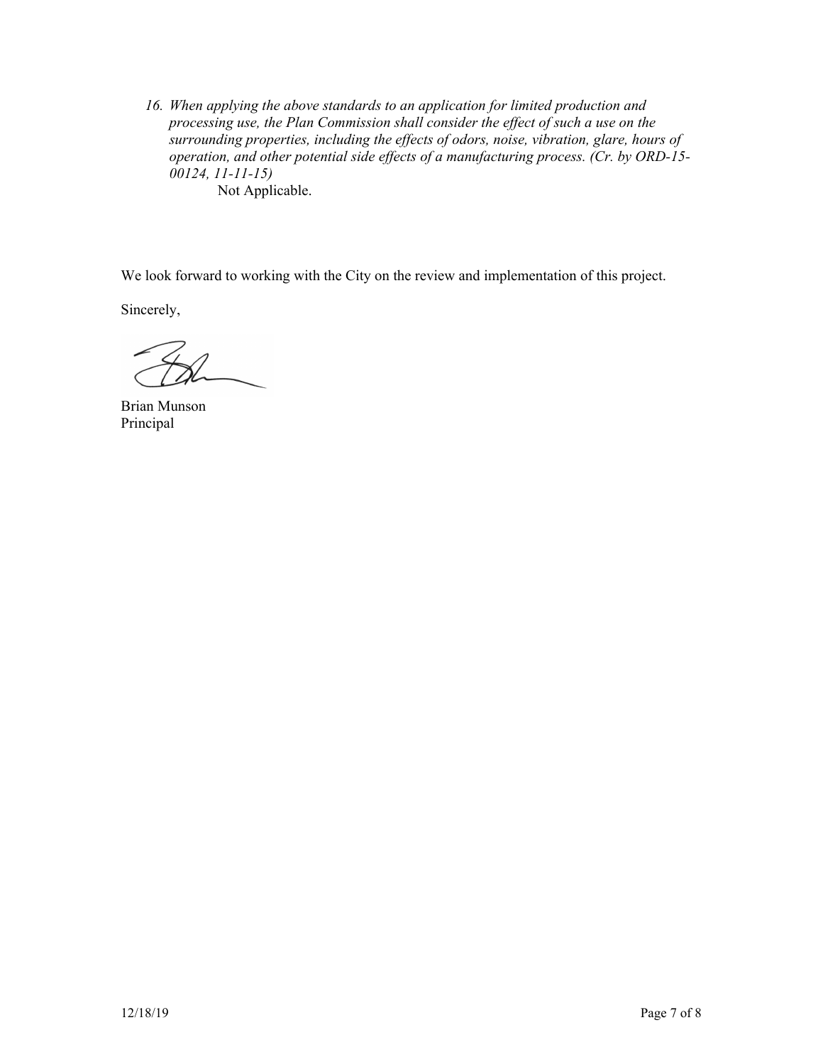16. *When applying the above standards to an application for limited production and processing use, the Plan Commission shall consider the effect of such a use on the surrounding properties, including the effects of odors, noise, vibration, glare, hours of operation, and other potential side effects of a manufacturing process. (Cr. by ORD-15-00124, 11-11-15)*

    Not Applicable.

We look forward to working with the City on the review and implementation of this project.

Sincerely,

Brian Munson
Principal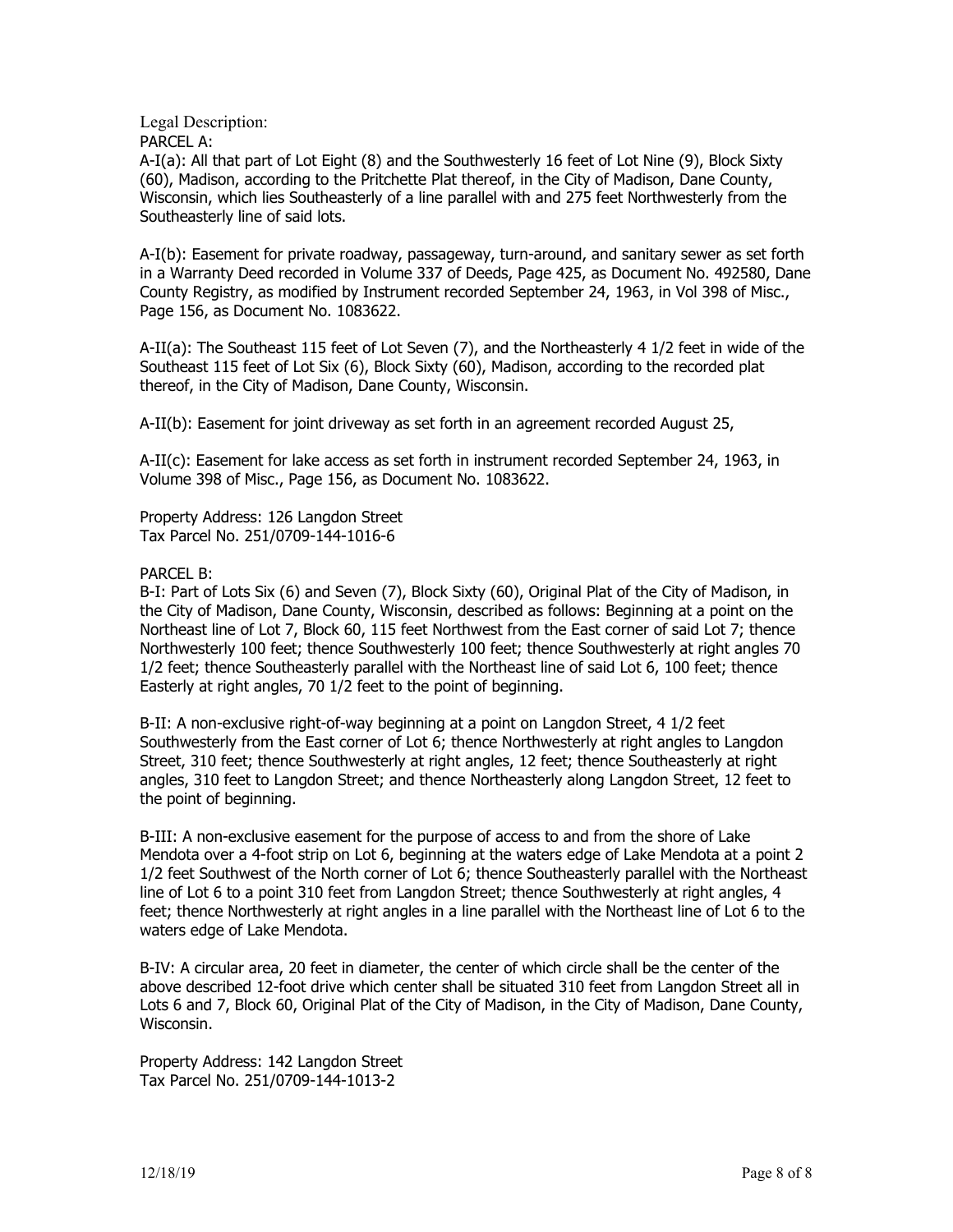Legal Description:

PARCEL A:

A-I(a): All that part of Lot Eight (8) and the Southwesterly 16 feet of Lot Nine (9), Block Sixty (60), Madison, according to the Pritchette Plat thereof, in the City of Madison, Dane County, Wisconsin, which lies Southeasterly of a line parallel with and 275 feet Northwesterly from the Southeasterly line of said lots.

A-I(b): Easement for private roadway, passageway, turn-around, and sanitary sewer as set forth in a Warranty Deed recorded in Volume 337 of Deeds, Page 425, as Document No. 492580, Dane County Registry, as modified by Instrument recorded September 24, 1963, in Vol 398 of Misc., Page 156, as Document No. 1083622.

A-II(a): The Southeast 115 feet of Lot Seven (7), and the Northeasterly 4 1/2 feet in wide of the Southeast 115 feet of Lot Six (6), Block Sixty (60), Madison, according to the recorded plat thereof, in the City of Madison, Dane County, Wisconsin.

A-II(b): Easement for joint driveway as set forth in an agreement recorded August 25,

A-II(c): Easement for lake access as set forth in instrument recorded September 24, 1963, in Volume 398 of Misc., Page 156, as Document No. 1083622.

Property Address: 126 Langdon Street
Tax Parcel No. 251/0709-144-1016-6

PARCEL B:

B-I: Part of Lots Six (6) and Seven (7), Block Sixty (60), Original Plat of the City of Madison, in the City of Madison, Dane County, Wisconsin, described as follows: Beginning at a point on the Northeast line of Lot 7, Block 60, 115 feet Northwest from the East corner of said Lot 7; thence Northwesterly 100 feet; thence Southwesterly 100 feet; thence Southwesterly at right angles 70 1/2 feet; thence Southeasterly parallel with the Northeast line of said Lot 6, 100 feet; thence Easterly at right angles, 70 1/2 feet to the point of beginning.

B-II: A non-exclusive right-of-way beginning at a point on Langdon Street, 4 1/2 feet Southwesterly from the East corner of Lot 6; thence Northwesterly at right angles to Langdon Street, 310 feet; thence Southwesterly at right angles, 12 feet; thence Southeasterly at right angles, 310 feet to Langdon Street; and thence Northeasterly along Langdon Street, 12 feet to the point of beginning.

B-III: A non-exclusive easement for the purpose of access to and from the shore of Lake Mendota over a 4-foot strip on Lot 6, beginning at the waters edge of Lake Mendota at a point 2 1/2 feet Southwest of the North corner of Lot 6; thence Southeasterly parallel with the Northeast line of Lot 6 to a point 310 feet from Langdon Street; thence Southwesterly at right angles, 4 feet; thence Northwesterly at right angles in a line parallel with the Northeast line of Lot 6 to the waters edge of Lake Mendota.

B-IV: A circular area, 20 feet in diameter, the center of which circle shall be the center of the above described 12-foot drive which center shall be situated 310 feet from Langdon Street all in Lots 6 and 7, Block 60, Original Plat of the City of Madison, in the City of Madison, Dane County, Wisconsin.

Property Address: 142 Langdon Street
Tax Parcel No. 251/0709-144-1013-2

12/18/19